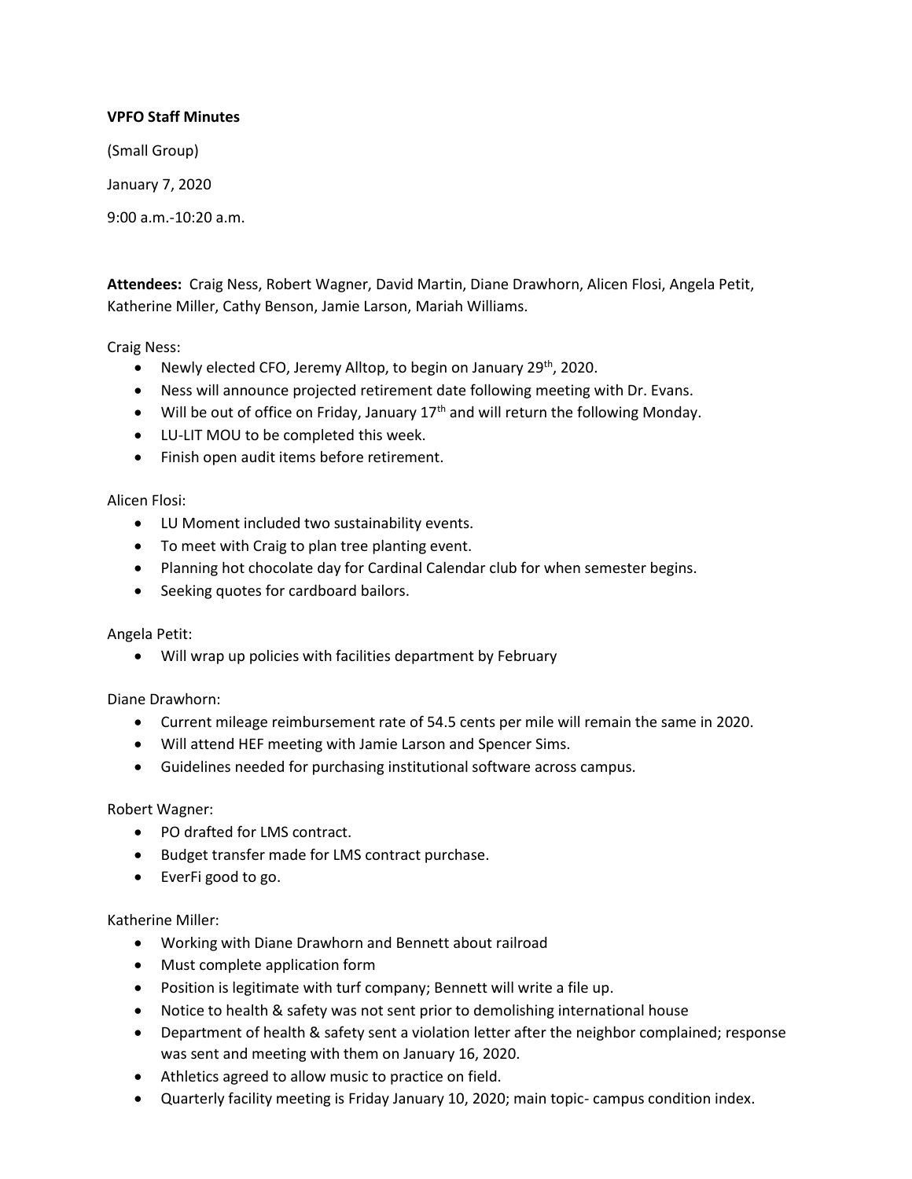**VPFO Staff Minutes**

(Small Group)

January 7, 2020

9:00 a.m.-10:20 a.m.

**Attendees:** Craig Ness, Robert Wagner, David Martin, Diane Drawhorn, Alicen Flosi, Angela Petit, Katherine Miller, Cathy Benson, Jamie Larson, Mariah Williams.

Craig Ness:

- Newly elected CFO, Jeremy Alltop, to begin on January 29th, 2020.
- Ness will announce projected retirement date following meeting with Dr. Evans.
- Will be out of office on Friday, January 17th and will return the following Monday.
- LU-LIT MOU to be completed this week.
- Finish open audit items before retirement.

Alicen Flosi:

- LU Moment included two sustainability events.
- To meet with Craig to plan tree planting event.
- Planning hot chocolate day for Cardinal Calendar club for when semester begins.
- Seeking quotes for cardboard bailors.

Angela Petit:

- Will wrap up policies with facilities department by February

Diane Drawhorn:

- Current mileage reimbursement rate of 54.5 cents per mile will remain the same in 2020.
- Will attend HEF meeting with Jamie Larson and Spencer Sims.
- Guidelines needed for purchasing institutional software across campus.

Robert Wagner:

- PO drafted for LMS contract.
- Budget transfer made for LMS contract purchase.
- EverFi good to go.

Katherine Miller:

- Working with Diane Drawhorn and Bennett about railroad
- Must complete application form
- Position is legitimate with turf company; Bennett will write a file up.
- Notice to health & safety was not sent prior to demolishing international house
- Department of health & safety sent a violation letter after the neighbor complained; response was sent and meeting with them on January 16, 2020.
- Athletics agreed to allow music to practice on field.
- Quarterly facility meeting is Friday January 10, 2020; main topic- campus condition index.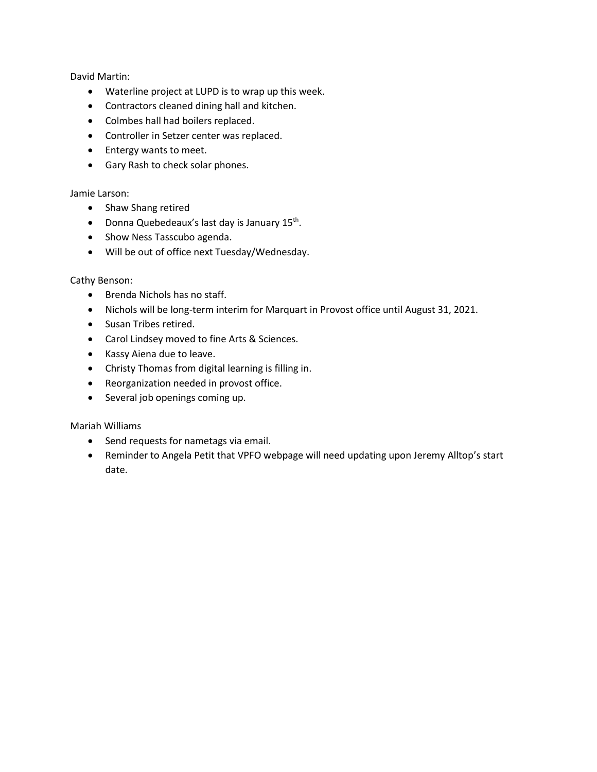David Martin:

- Waterline project at LUPD is to wrap up this week.
- Contractors cleaned dining hall and kitchen.
- Colmbes hall had boilers replaced.
- Controller in Setzer center was replaced.
- Entergy wants to meet.
- Gary Rash to check solar phones.

Jamie Larson:

- Shaw Shang retired
- Donna Quebedeaux's last day is January 15th.
- Show Ness Tasscubo agenda.
- Will be out of office next Tuesday/Wednesday.

Cathy Benson:

- Brenda Nichols has no staff.
- Nichols will be long-term interim for Marquart in Provost office until August 31, 2021.
- Susan Tribes retired.
- Carol Lindsey moved to fine Arts & Sciences.
- Kassy Aiena due to leave.
- Christy Thomas from digital learning is filling in.
- Reorganization needed in provost office.
- Several job openings coming up.

Mariah Williams

- Send requests for nametags via email.
- Reminder to Angela Petit that VPFO webpage will need updating upon Jeremy Alltop's start date.